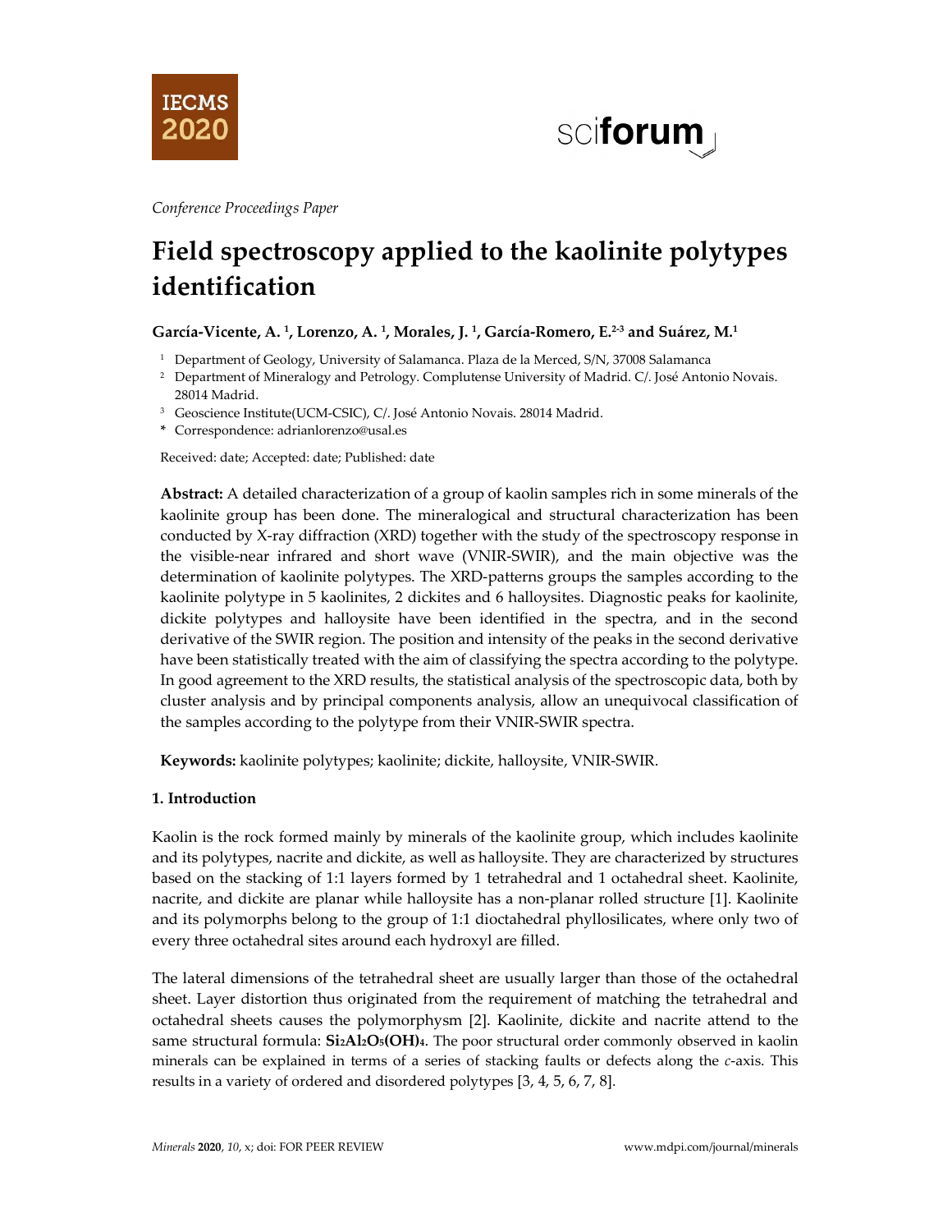*Conference Proceedings Paper*

# Field spectroscopy applied to the kaolinite polytypes identification

**García-Vicente, A. [1], Lorenzo, A. [1], Morales, J. [1], García-Romero, E.[2-3] and Suárez, M.[1]**

[1] Department of Geology, University of Salamanca. Plaza de la Merced, S/N, 37008 Salamanca
[2] Department of Mineralogy and Petrology. Complutense University of Madrid. C/. José Antonio Novais. 28014 Madrid.
[3] Geoscience Institute(UCM-CSIC), C/. José Antonio Novais. 28014 Madrid.
* Correspondence: adrianlorenzo@usal.es

Received: date; Accepted: date; Published: date

**Abstract:** A detailed characterization of a group of kaolin samples rich in some minerals of the kaolinite group has been done. The mineralogical and structural characterization has been conducted by X-ray diffraction (XRD) together with the study of the spectroscopy response in the visible-near infrared and short wave (VNIR-SWIR), and the main objective was the determination of kaolinite polytypes. The XRD-patterns groups the samples according to the kaolinite polytype in 5 kaolinites, 2 dickites and 6 halloysites. Diagnostic peaks for kaolinite, dickite polytypes and halloysite have been identified in the spectra, and in the second derivative of the SWIR region. The position and intensity of the peaks in the second derivative have been statistically treated with the aim of classifying the spectra according to the polytype. In good agreement to the XRD results, the statistical analysis of the spectroscopic data, both by cluster analysis and by principal components analysis, allow an unequivocal classification of the samples according to the polytype from their VNIR-SWIR spectra.

**Keywords:** kaolinite polytypes; kaolinite; dickite, halloysite, VNIR-SWIR.

## 1. Introduction

Kaolin is the rock formed mainly by minerals of the kaolinite group, which includes kaolinite and its polytypes, nacrite and dickite, as well as halloysite. They are characterized by structures based on the stacking of 1:1 layers formed by 1 tetrahedral and 1 octahedral sheet. Kaolinite, nacrite, and dickite are planar while halloysite has a non-planar rolled structure [1]. Kaolinite and its polymorphs belong to the group of 1:1 dioctahedral phyllosilicates, where only two of every three octahedral sites around each hydroxyl are filled.

The lateral dimensions of the tetrahedral sheet are usually larger than those of the octahedral sheet. Layer distortion thus originated from the requirement of matching the tetrahedral and octahedral sheets causes the polymorphysm [2]. Kaolinite, dickite and nacrite attend to the same structural formula: **$Si_2Al_2O_5(OH)_4$**. The poor structural order commonly observed in kaolin minerals can be explained in terms of a series of stacking faults or defects along the *c*-axis. This results in a variety of ordered and disordered polytypes [3, 4, 5, 6, 7, 8].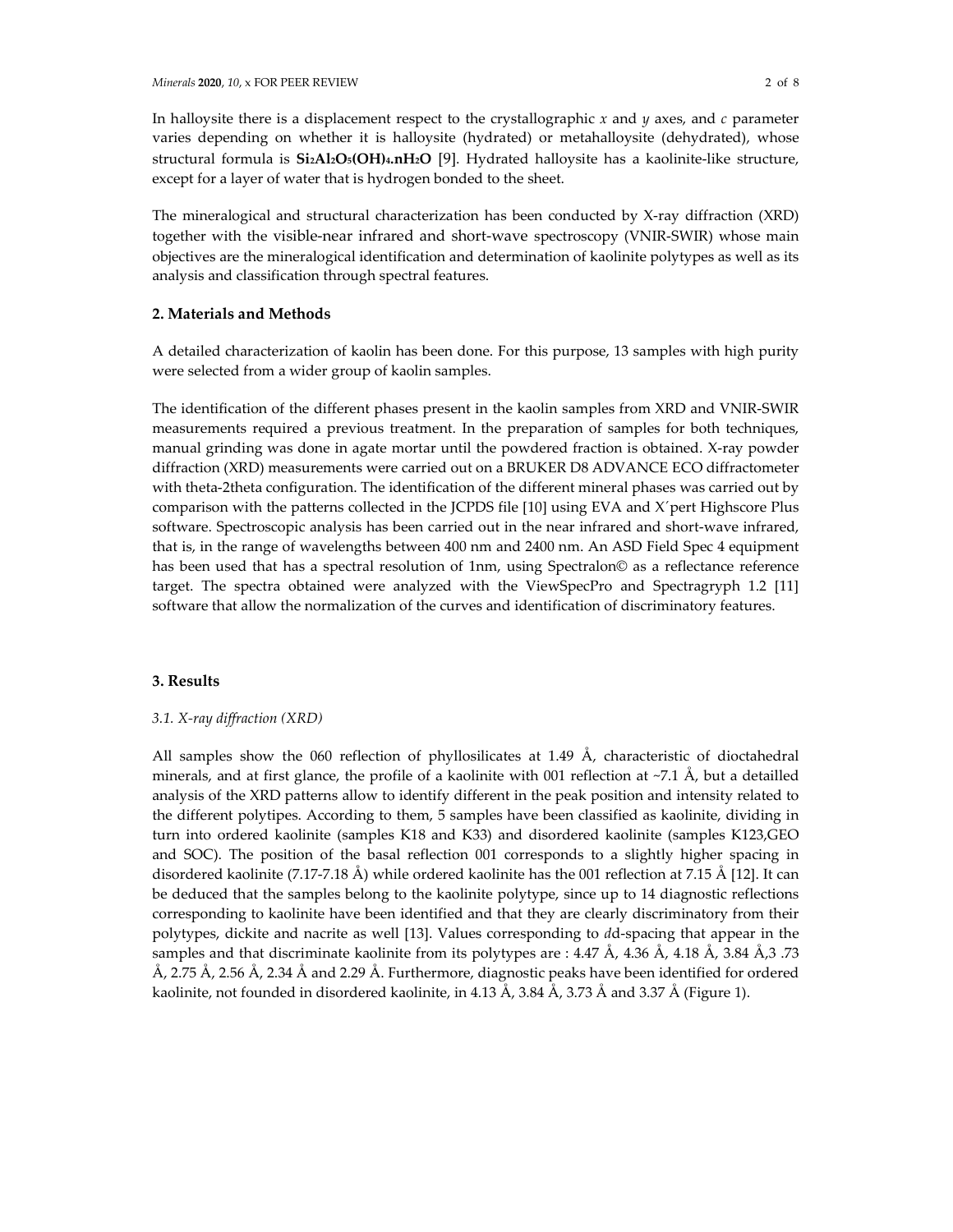In halloysite there is a displacement respect to the crystallographic *x* and *y* axes, and *c* parameter varies depending on whether it is halloysite (hydrated) or metahalloysite (dehydrated), whose structural formula is **$Si_2Al_2O_5(OH)_4.nH_2O$** [9]. Hydrated halloysite has a kaolinite-like structure, except for a layer of water that is hydrogen bonded to the sheet.

The mineralogical and structural characterization has been conducted by X-ray diffraction (XRD) together with the visible-near infrared and short-wave spectroscopy (VNIR-SWIR) whose main objectives are the mineralogical identification and determination of kaolinite polytypes as well as its analysis and classification through spectral features.

## 2. Materials and Methods

A detailed characterization of kaolin has been done. For this purpose, 13 samples with high purity were selected from a wider group of kaolin samples.

The identification of the different phases present in the kaolin samples from XRD and VNIR-SWIR measurements required a previous treatment. In the preparation of samples for both techniques, manual grinding was done in agate mortar until the powdered fraction is obtained. X-ray powder diffraction (XRD) measurements were carried out on a BRUKER D8 ADVANCE ECO diffractometer with theta-2theta configuration. The identification of the different mineral phases was carried out by comparison with the patterns collected in the JCPDS file [10] using EVA and X´pert Highscore Plus software. Spectroscopic analysis has been carried out in the near infrared and short-wave infrared, that is, in the range of wavelengths between 400 nm and 2400 nm. An ASD Field Spec 4 equipment has been used that has a spectral resolution of 1nm, using Spectralon© as a reflectance reference target. The spectra obtained were analyzed with the ViewSpecPro and Spectragryph 1.2 [11] software that allow the normalization of the curves and identification of discriminatory features.

## 3. Results

### *3.1. X-ray diffraction (XRD)*

All samples show the 060 reflection of phyllosilicates at 1.49 Å, characteristic of dioctahedral minerals, and at first glance, the profile of a kaolinite with 001 reflection at ~7.1 Å, but a detailled analysis of the XRD patterns allow to identify different in the peak position and intensity related to the different polytipes. According to them, 5 samples have been classified as kaolinite, dividing in turn into ordered kaolinite (samples K18 and K33) and disordered kaolinite (samples K123,GEO and SOC). The position of the basal reflection 001 corresponds to a slightly higher spacing in disordered kaolinite (7.17-7.18 Å) while ordered kaolinite has the 001 reflection at 7.15 Å [12]. It can be deduced that the samples belong to the kaolinite polytype, since up to 14 diagnostic reflections corresponding to kaolinite have been identified and that they are clearly discriminatory from their polytypes, dickite and nacrite as well [13]. Values corresponding to *d*d-spacing that appear in the samples and that discriminate kaolinite from its polytypes are : 4.47 Å, 4.36 Å, 4.18 Å, 3.84 Å,3 .73 Å, 2.75 Å, 2.56 Å, 2.34 Å and 2.29 Å. Furthermore, diagnostic peaks have been identified for ordered kaolinite, not founded in disordered kaolinite, in 4.13 Å, 3.84 Å, 3.73 Å and 3.37 Å (Figure 1).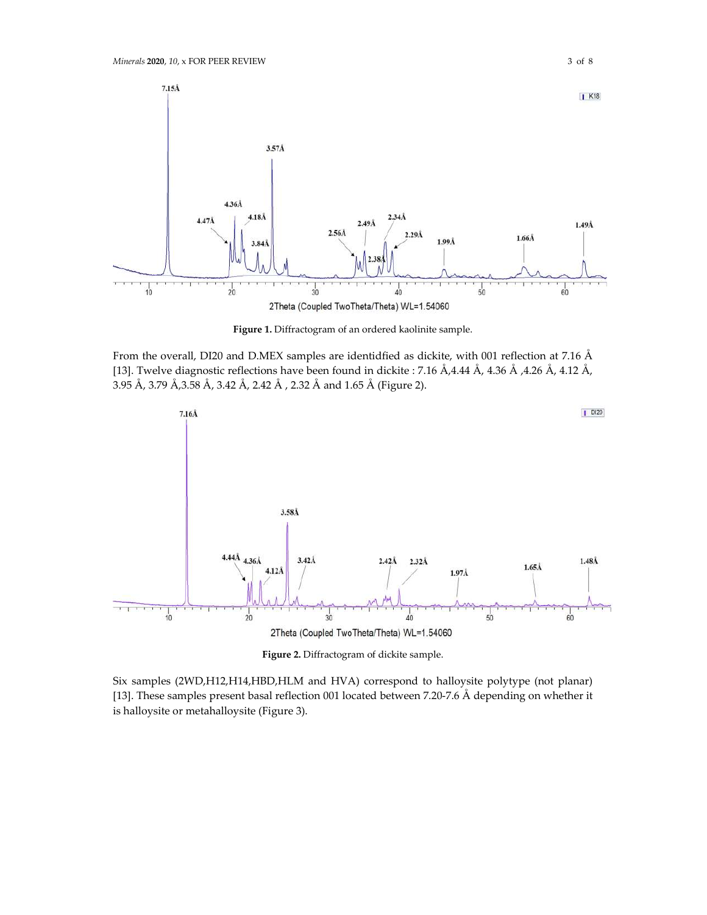**Figure 1.** Diffractogram of an ordered kaolinite sample.

From the overall, DI20 and D.MEX samples are identidfied as dickite, with 001 reflection at 7.16 Å [13]. Twelve diagnostic reflections have been found in dickite : 7.16 Å,4.44 Å, 4.36 Å ,4.26 Å, 4.12 Å, 3.95 Å, 3.79 Å,3.58 Å, 3.42 Å, 2.42 Å , 2.32 Å and 1.65 Å (Figure 2).

**Figure 2.** Diffractogram of dickite sample.

Six samples (2WD,H12,H14,HBD,HLM and HVA) correspond to halloysite polytype (not planar) [13]. These samples present basal reflection 001 located between 7.20-7.6 Å depending on whether it is halloysite or metahalloysite (Figure 3).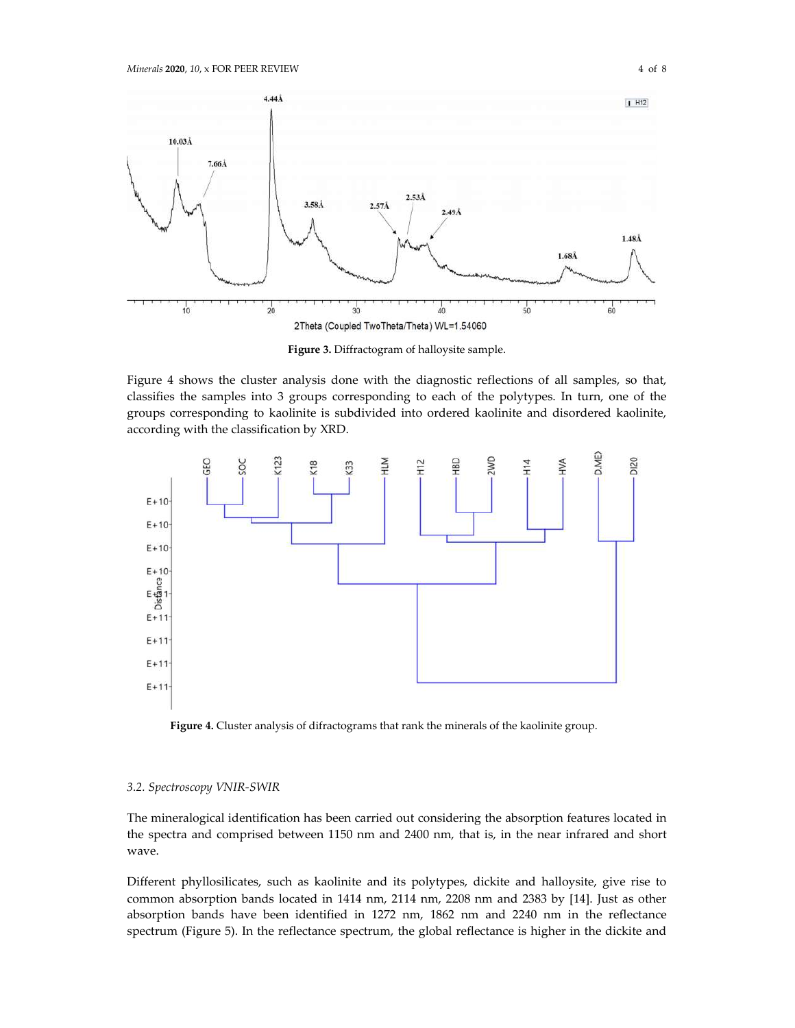**Figure 3.** Diffractogram of halloysite sample.

Figure 4 shows the cluster analysis done with the diagnostic reflections of all samples, so that, classifies the samples into 3 groups corresponding to each of the polytypes. In turn, one of the groups corresponding to kaolinite is subdivided into ordered kaolinite and disordered kaolinite, according with the classification by XRD.

**Figure 4.** Cluster analysis of difractograms that rank the minerals of the kaolinite group.

### 3.2. Spectroscopy VNIR-SWIR

The mineralogical identification has been carried out considering the absorption features located in the spectra and comprised between 1150 nm and 2400 nm, that is, in the near infrared and short wave.

Different phyllosilicates, such as kaolinite and its polytypes, dickite and halloysite, give rise to common absorption bands located in 1414 nm, 2114 nm, 2208 nm and 2383 by [14]. Just as other absorption bands have been identified in 1272 nm, 1862 nm and 2240 nm in the reflectance spectrum (Figure 5). In the reflectance spectrum, the global reflectance is higher in the dickite and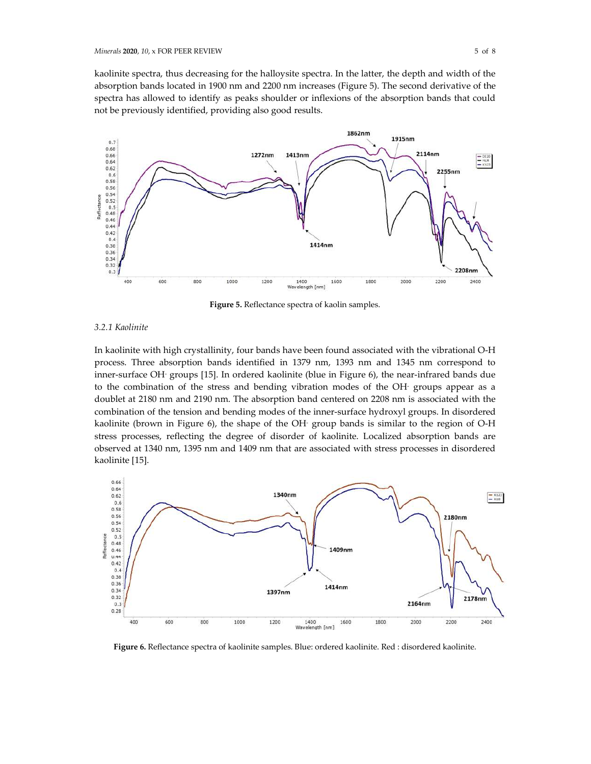kaolinite spectra, thus decreasing for the halloysite spectra. In the latter, the depth and width of the absorption bands located in 1900 nm and 2200 nm increases (Figure 5). The second derivative of the spectra has allowed to identify as peaks shoulder or inflexions of the absorption bands that could not be previously identified, providing also good results.

**Figure 5.** Reflectance spectra of kaolin samples.

### 3.2.1 Kaolinite

In kaolinite with high crystallinity, four bands have been found associated with the vibrational O-H process. Three absorption bands identified in 1379 nm, 1393 nm and 1345 nm correspond to inner-surface $OH^-$ groups [15]. In ordered kaolinite (blue in Figure 6), the near-infrared bands due to the combination of the stress and bending vibration modes of the $OH^-$ groups appear as a doublet at 2180 nm and 2190 nm. The absorption band centered on 2208 nm is associated with the combination of the tension and bending modes of the inner-surface hydroxyl groups. In disordered kaolinite (brown in Figure 6), the shape of the $OH^-$ group bands is similar to the region of O-H stress processes, reflecting the degree of disorder of kaolinite. Localized absorption bands are observed at 1340 nm, 1395 nm and 1409 nm that are associated with stress processes in disordered kaolinite [15].

**Figure 6.** Reflectance spectra of kaolinite samples. Blue: ordered kaolinite. Red : disordered kaolinite.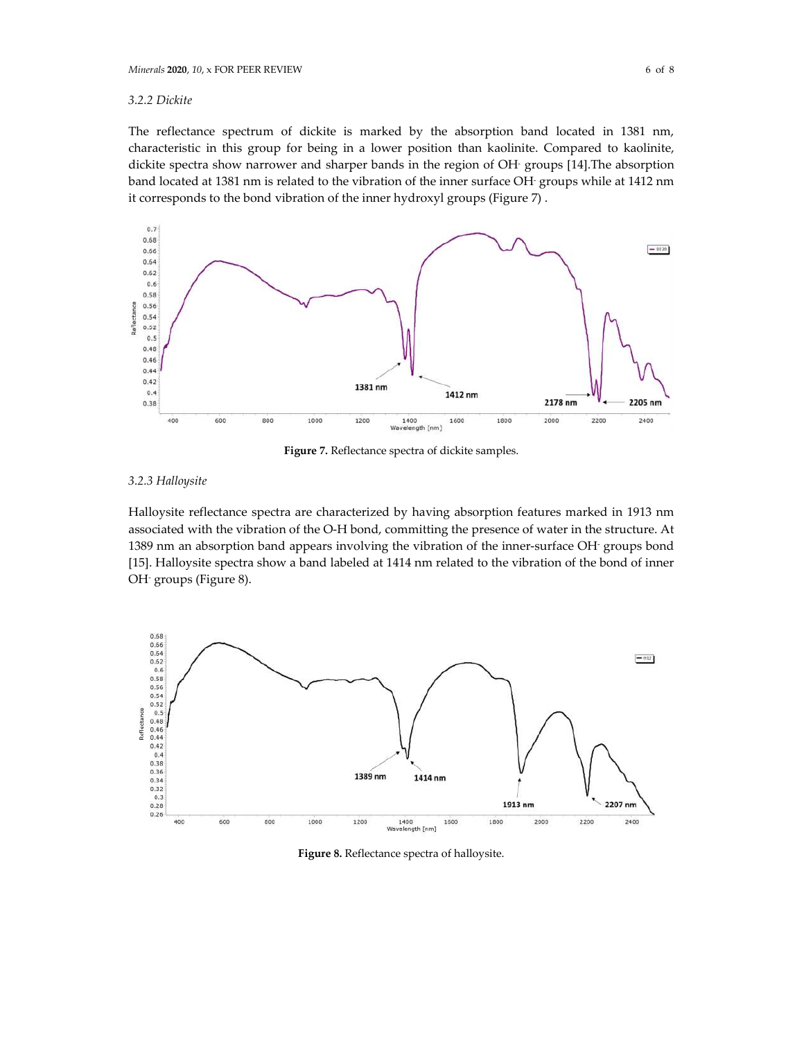### 3.2.2 Dickite

The reflectance spectrum of dickite is marked by the absorption band located in 1381 nm, characteristic in this group for being in a lower position than kaolinite. Compared to kaolinite, dickite spectra show narrower and sharper bands in the region of $OH^-$ groups [14].The absorption band located at 1381 nm is related to the vibration of the inner surface $OH^-$ groups while at 1412 nm it corresponds to the bond vibration of the inner hydroxyl groups (Figure 7) .

**Figure 7.** Reflectance spectra of dickite samples.

### 3.2.3 Halloysite

Halloysite reflectance spectra are characterized by having absorption features marked in 1913 nm associated with the vibration of the O-H bond, committing the presence of water in the structure. At 1389 nm an absorption band appears involving the vibration of the inner-surface $OH^-$ groups bond [15]. Halloysite spectra show a band labeled at 1414 nm related to the vibration of the bond of inner $OH^-$ groups (Figure 8).

**Figure 8.** Reflectance spectra of halloysite.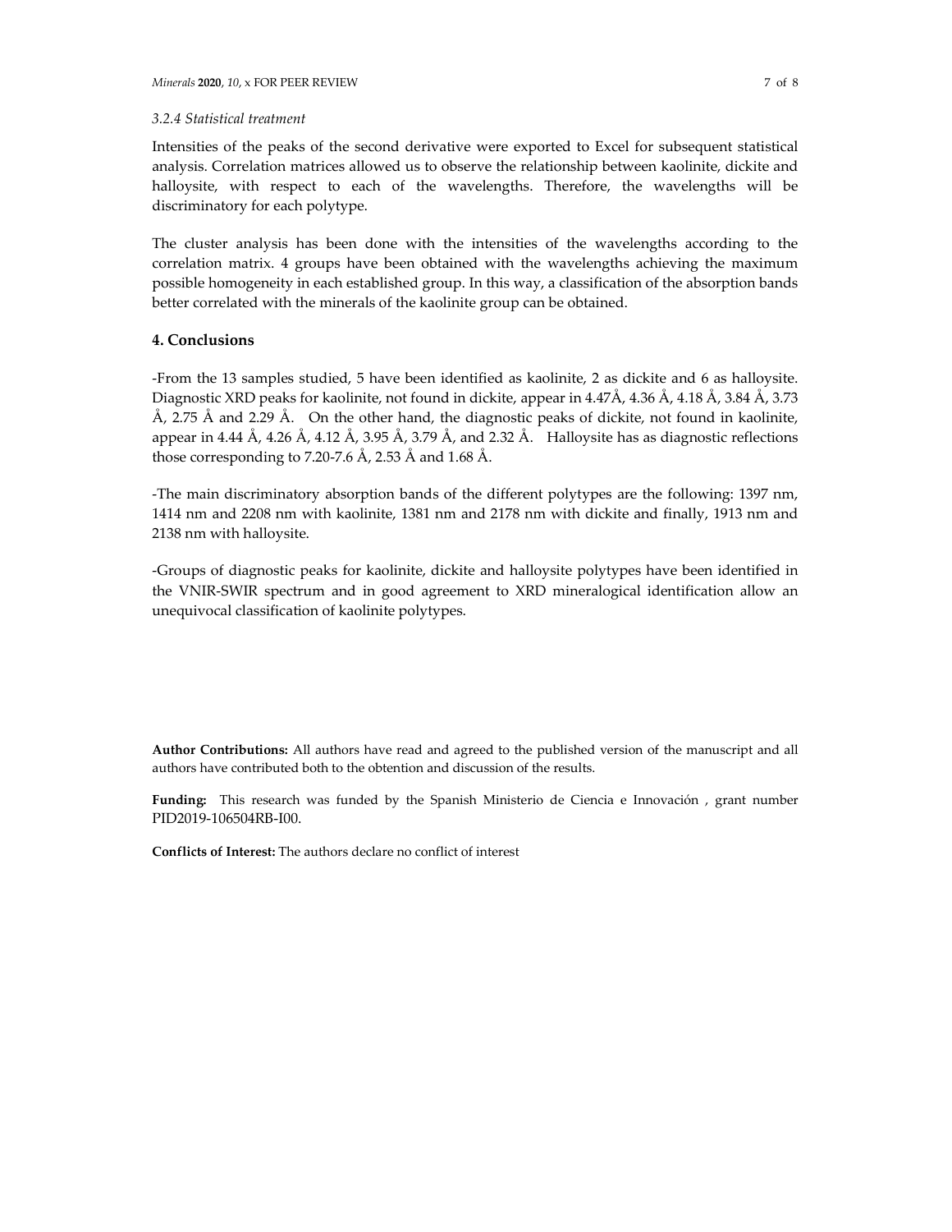### 3.2.4 Statistical treatment

Intensities of the peaks of the second derivative were exported to Excel for subsequent statistical analysis. Correlation matrices allowed us to observe the relationship between kaolinite, dickite and halloysite, with respect to each of the wavelengths. Therefore, the wavelengths will be discriminatory for each polytype.

The cluster analysis has been done with the intensities of the wavelengths according to the correlation matrix. 4 groups have been obtained with the wavelengths achieving the maximum possible homogeneity in each established group. In this way, a classification of the absorption bands better correlated with the minerals of the kaolinite group can be obtained.

## 4. Conclusions

-From the 13 samples studied, 5 have been identified as kaolinite, 2 as dickite and 6 as halloysite. Diagnostic XRD peaks for kaolinite, not found in dickite, appear in 4.47Å, 4.36 Å, 4.18 Å, 3.84 Å, 3.73 Å, 2.75 Å and 2.29 Å. On the other hand, the diagnostic peaks of dickite, not found in kaolinite, appear in 4.44 Å, 4.26 Å, 4.12 Å, 3.95 Å, 3.79 Å, and 2.32 Å. Halloysite has as diagnostic reflections those corresponding to 7.20-7.6 Å, 2.53 Å and 1.68 Å.

-The main discriminatory absorption bands of the different polytypes are the following: 1397 nm, 1414 nm and 2208 nm with kaolinite, 1381 nm and 2178 nm with dickite and finally, 1913 nm and 2138 nm with halloysite.

-Groups of diagnostic peaks for kaolinite, dickite and halloysite polytypes have been identified in the VNIR-SWIR spectrum and in good agreement to XRD mineralogical identification allow an unequivocal classification of kaolinite polytypes.

**Author Contributions:** All authors have read and agreed to the published version of the manuscript and all authors have contributed both to the obtention and discussion of the results.

**Funding:** This research was funded by the Spanish Ministerio de Ciencia e Innovación , grant number PID2019-106504RB-I00.

**Conflicts of Interest:** The authors declare no conflict of interest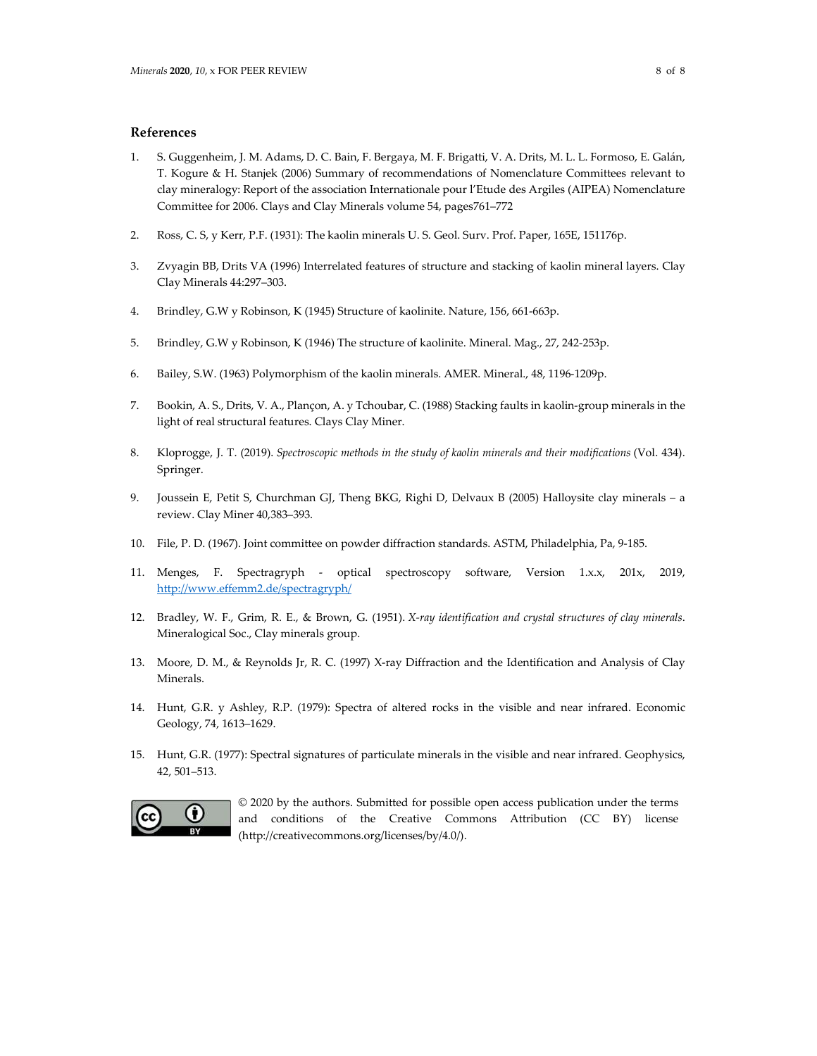## References

1. S. Guggenheim, J. M. Adams, D. C. Bain, F. Bergaya, M. F. Brigatti, V. A. Drits, M. L. L. Formoso, E. Galán, T. Kogure & H. Stanjek (2006) Summary of recommendations of Nomenclature Committees relevant to clay mineralogy: Report of the association Internationale pour l'Etude des Argiles (AIPEA) Nomenclature Committee for 2006. Clays and Clay Minerals volume 54, pages761–772
2. Ross, C. S, y Kerr, P.F. (1931): The kaolin minerals U. S. Geol. Surv. Prof. Paper, 165E, 151176p.
3. Zvyagin BB, Drits VA (1996) Interrelated features of structure and stacking of kaolin mineral layers. Clay Clay Minerals 44:297–303.
4. Brindley, G.W y Robinson, K (1945) Structure of kaolinite. Nature, 156, 661-663p.
5. Brindley, G.W y Robinson, K (1946) The structure of kaolinite. Mineral. Mag., 27, 242-253p.
6. Bailey, S.W. (1963) Polymorphism of the kaolin minerals. AMER. Mineral., 48, 1196-1209p.
7. Bookin, A. S., Drits, V. A., Plançon, A. y Tchoubar, C. (1988) Stacking faults in kaolin-group minerals in the light of real structural features. Clays Clay Miner.
8. Kloprogge, J. T. (2019). *Spectroscopic methods in the study of kaolin minerals and their modifications* (Vol. 434). Springer.
9. Joussein E, Petit S, Churchman GJ, Theng BKG, Righi D, Delvaux B (2005) Halloysite clay minerals – a review. Clay Miner 40,383–393.
10. File, P. D. (1967). Joint committee on powder diffraction standards. ASTM, Philadelphia, Pa, 9-185.
11. Menges, F. Spectragryph - optical spectroscopy software, Version 1.x.x, 201x, 2019, http://www.effemm2.de/spectragryph/
12. Bradley, W. F., Grim, R. E., & Brown, G. (1951). *X-ray identification and crystal structures of clay minerals*. Mineralogical Soc., Clay minerals group.
13. Moore, D. M., & Reynolds Jr, R. C. (1997) X-ray Diffraction and the Identification and Analysis of Clay Minerals.
14. Hunt, G.R. y Ashley, R.P. (1979): Spectra of altered rocks in the visible and near infrared. Economic Geology, 74, 1613–1629.
15. Hunt, G.R. (1977): Spectral signatures of particulate minerals in the visible and near infrared. Geophysics, 42, 501–513.

© 2020 by the authors. Submitted for possible open access publication under the terms and conditions of the Creative Commons Attribution (CC BY) license (http://creativecommons.org/licenses/by/4.0/).